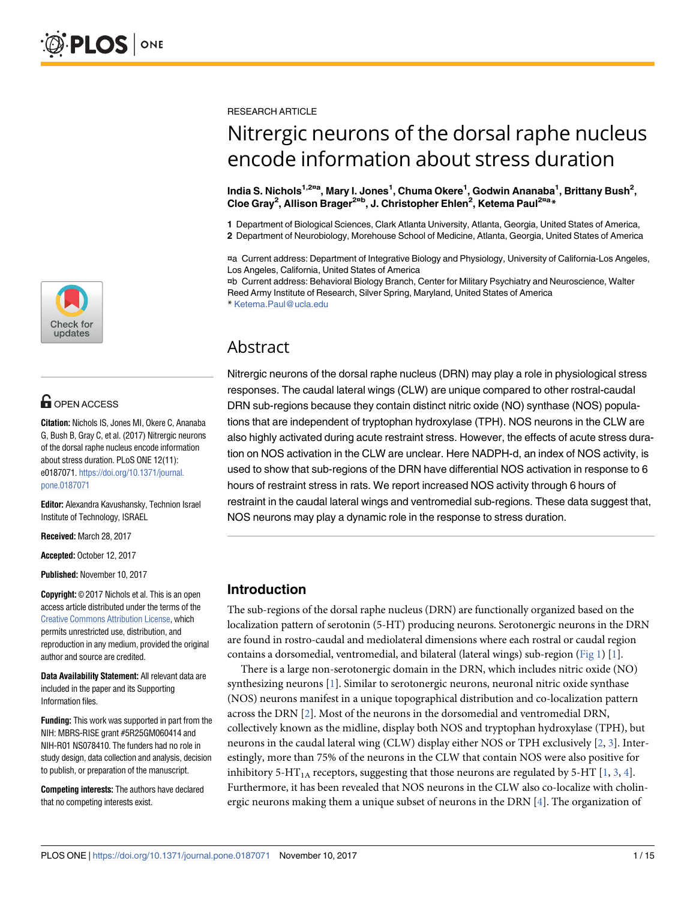RESEARCH ARTICLE

# Nitrergic neurons of the dorsal raphe nucleus encode information about stress duration

**India S. Nichols[1,2¤a], Mary I. Jones[1], Chuma Okere[1], Godwin Ananaba[1], Brittany Bush[2], Cloe Gray[2], Allison Brager[2¤b], J. Christopher Ehlen[2], Ketema Paul[2¤a]***

**1** Department of Biological Sciences, Clark Atlanta University, Atlanta, Georgia, United States of America,
**2** Department of Neurobiology, Morehouse School of Medicine, Atlanta, Georgia, United States of America

¤a Current address: Department of Integrative Biology and Physiology, University of California-Los Angeles, Los Angeles, California, United States of America
¤b Current address: Behavioral Biology Branch, Center for Military Psychiatry and Neuroscience, Walter Reed Army Institute of Research, Silver Spring, Maryland, United States of America
* Ketema.Paul@ucla.edu

OPEN ACCESS

**Citation:** Nichols IS, Jones MI, Okere C, Ananaba G, Bush B, Gray C, et al. (2017) Nitrergic neurons of the dorsal raphe nucleus encode information about stress duration. PLoS ONE 12(11): e0187071. https://doi.org/10.1371/journal.pone.0187071

**Editor:** Alexandra Kavushansky, Technion Israel Institute of Technology, ISRAEL

**Received:** March 28, 2017

**Accepted:** October 12, 2017

**Published:** November 10, 2017

**Copyright:** © 2017 Nichols et al. This is an open access article distributed under the terms of the Creative Commons Attribution License, which permits unrestricted use, distribution, and reproduction in any medium, provided the original author and source are credited.

**Data Availability Statement:** All relevant data are included in the paper and its Supporting Information files.

**Funding:** This work was supported in part from the NIH: MBRS-RISE grant #5R25GM060414 and NIH-R01 NS078410. The funders had no role in study design, data collection and analysis, decision to publish, or preparation of the manuscript.

**Competing interests:** The authors have declared that no competing interests exist.

## Abstract

Nitrergic neurons of the dorsal raphe nucleus (DRN) may play a role in physiological stress responses. The caudal lateral wings (CLW) are unique compared to other rostral-caudal DRN sub-regions because they contain distinct nitric oxide (NO) synthase (NOS) populations that are independent of tryptophan hydroxylase (TPH). NOS neurons in the CLW are also highly activated during acute restraint stress. However, the effects of acute stress duration on NOS activation in the CLW are unclear. Here NADPH-d, an index of NOS activity, is used to show that sub-regions of the DRN have differential NOS activation in response to 6 hours of restraint stress in rats. We report increased NOS activity through 6 hours of restraint in the caudal lateral wings and ventromedial sub-regions. These data suggest that, NOS neurons may play a dynamic role in the response to stress duration.

## Introduction

The sub-regions of the dorsal raphe nucleus (DRN) are functionally organized based on the localization pattern of serotonin (5-HT) producing neurons. Serotonergic neurons in the DRN are found in rostro-caudal and mediolateral dimensions where each rostral or caudal region contains a dorsomedial, ventromedial, and bilateral (lateral wings) sub-region (Fig 1) [1].

There is a large non-serotonergic domain in the DRN, which includes nitric oxide (NO) synthesizing neurons [1]. Similar to serotonergic neurons, neuronal nitric oxide synthase (NOS) neurons manifest in a unique topographical distribution and co-localization pattern across the DRN [2]. Most of the neurons in the dorsomedial and ventromedial DRN, collectively known as the midline, display both NOS and tryptophan hydroxylase (TPH), but neurons in the caudal lateral wing (CLW) display either NOS or TPH exclusively [2, 3]. Interestingly, more than 75% of the neurons in the CLW that contain NOS were also positive for inhibitory 5-$HT_{1A}$ receptors, suggesting that those neurons are regulated by 5-HT [1, 3, 4]. Furthermore, it has been revealed that NOS neurons in the CLW also co-localize with cholinergic neurons making them a unique subset of neurons in the DRN [4]. The organization of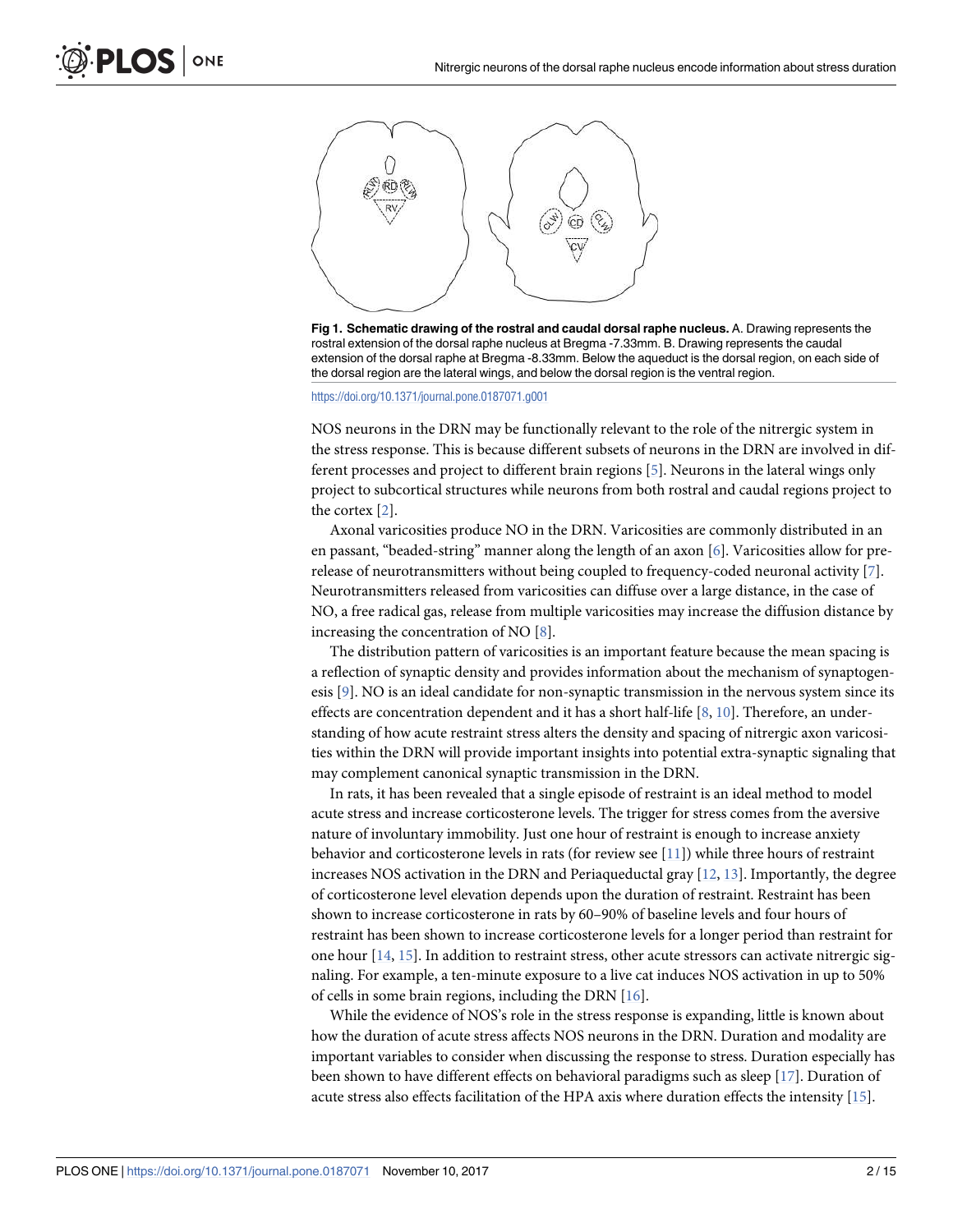**Fig 1. Schematic drawing of the rostral and caudal dorsal raphe nucleus.** A. Drawing represents the rostral extension of the dorsal raphe nucleus at Bregma -7.33mm. B. Drawing represents the caudal extension of the dorsal raphe at Bregma -8.33mm. Below the aqueduct is the dorsal region, on each side of the dorsal region are the lateral wings, and below the dorsal region is the ventral region.

https://doi.org/10.1371/journal.pone.0187071.g001

NOS neurons in the DRN may be functionally relevant to the role of the nitrergic system in the stress response. This is because different subsets of neurons in the DRN are involved in different processes and project to different brain regions [5]. Neurons in the lateral wings only project to subcortical structures while neurons from both rostral and caudal regions project to the cortex [2].

Axonal varicosities produce NO in the DRN. Varicosities are commonly distributed in an en passant, "beaded-string" manner along the length of an axon [6]. Varicosities allow for prerelease of neurotransmitters without being coupled to frequency-coded neuronal activity [7]. Neurotransmitters released from varicosities can diffuse over a large distance, in the case of NO, a free radical gas, release from multiple varicosities may increase the diffusion distance by increasing the concentration of NO [8].

The distribution pattern of varicosities is an important feature because the mean spacing is a reflection of synaptic density and provides information about the mechanism of synaptogenesis [9]. NO is an ideal candidate for non-synaptic transmission in the nervous system since its effects are concentration dependent and it has a short half-life [8, 10]. Therefore, an understanding of how acute restraint stress alters the density and spacing of nitrergic axon varicosities within the DRN will provide important insights into potential extra-synaptic signaling that may complement canonical synaptic transmission in the DRN.

In rats, it has been revealed that a single episode of restraint is an ideal method to model acute stress and increase corticosterone levels. The trigger for stress comes from the aversive nature of involuntary immobility. Just one hour of restraint is enough to increase anxiety behavior and corticosterone levels in rats (for review see [11]) while three hours of restraint increases NOS activation in the DRN and Periaqueductal gray [12, 13]. Importantly, the degree of corticosterone level elevation depends upon the duration of restraint. Restraint has been shown to increase corticosterone in rats by 60–90% of baseline levels and four hours of restraint has been shown to increase corticosterone levels for a longer period than restraint for one hour [14, 15]. In addition to restraint stress, other acute stressors can activate nitrergic signaling. For example, a ten-minute exposure to a live cat induces NOS activation in up to 50% of cells in some brain regions, including the DRN [16].

While the evidence of NOS's role in the stress response is expanding, little is known about how the duration of acute stress affects NOS neurons in the DRN. Duration and modality are important variables to consider when discussing the response to stress. Duration especially has been shown to have different effects on behavioral paradigms such as sleep [17]. Duration of acute stress also effects facilitation of the HPA axis where duration effects the intensity [15].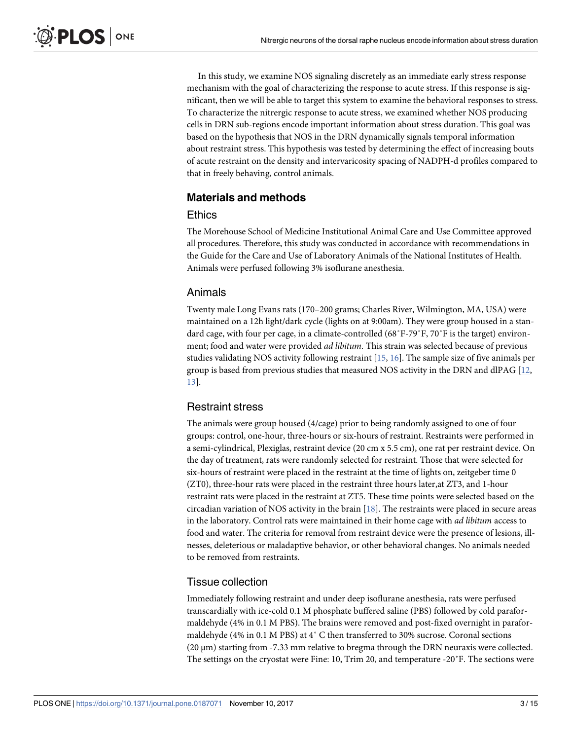In this study, we examine NOS signaling discretely as an immediate early stress response mechanism with the goal of characterizing the response to acute stress. If this response is significant, then we will be able to target this system to examine the behavioral responses to stress. To characterize the nitrergic response to acute stress, we examined whether NOS producing cells in DRN sub-regions encode important information about stress duration. This goal was based on the hypothesis that NOS in the DRN dynamically signals temporal information about restraint stress. This hypothesis was tested by determining the effect of increasing bouts of acute restraint on the density and intervaricosity spacing of NADPH-d profiles compared to that in freely behaving, control animals.

## Materials and methods

### Ethics

The Morehouse School of Medicine Institutional Animal Care and Use Committee approved all procedures. Therefore, this study was conducted in accordance with recommendations in the Guide for the Care and Use of Laboratory Animals of the National Institutes of Health. Animals were perfused following 3% isoflurane anesthesia.

### Animals

Twenty male Long Evans rats (170–200 grams; Charles River, Wilmington, MA, USA) were maintained on a 12h light/dark cycle (lights on at 9:00am). They were group housed in a standard cage, with four per cage, in a climate-controlled (68˚F-79˚F, 70˚F is the target) environment; food and water were provided *ad libitum*. This strain was selected because of previous studies validating NOS activity following restraint [15, 16]. The sample size of five animals per group is based from previous studies that measured NOS activity in the DRN and dlPAG [12, 13].

### Restraint stress

The animals were group housed (4/cage) prior to being randomly assigned to one of four groups: control, one-hour, three-hours or six-hours of restraint. Restraints were performed in a semi-cylindrical, Plexiglas, restraint device (20 cm x 5.5 cm), one rat per restraint device. On the day of treatment, rats were randomly selected for restraint. Those that were selected for six-hours of restraint were placed in the restraint at the time of lights on, zeitgeber time 0 (ZT0), three-hour rats were placed in the restraint three hours later,at ZT3, and 1-hour restraint rats were placed in the restraint at ZT5. These time points were selected based on the circadian variation of NOS activity in the brain [18]. The restraints were placed in secure areas in the laboratory. Control rats were maintained in their home cage with *ad libitum* access to food and water. The criteria for removal from restraint device were the presence of lesions, illnesses, deleterious or maladaptive behavior, or other behavioral changes. No animals needed to be removed from restraints.

### Tissue collection

Immediately following restraint and under deep isoflurane anesthesia, rats were perfused transcardially with ice-cold 0.1 M phosphate buffered saline (PBS) followed by cold paraformaldehyde (4% in 0.1 M PBS). The brains were removed and post-fixed overnight in paraformaldehyde (4% in 0.1 M PBS) at 4˚ C then transferred to 30% sucrose. Coronal sections (20 μm) starting from -7.33 mm relative to bregma through the DRN neuraxis were collected. The settings on the cryostat were Fine: 10, Trim 20, and temperature -20˚F. The sections were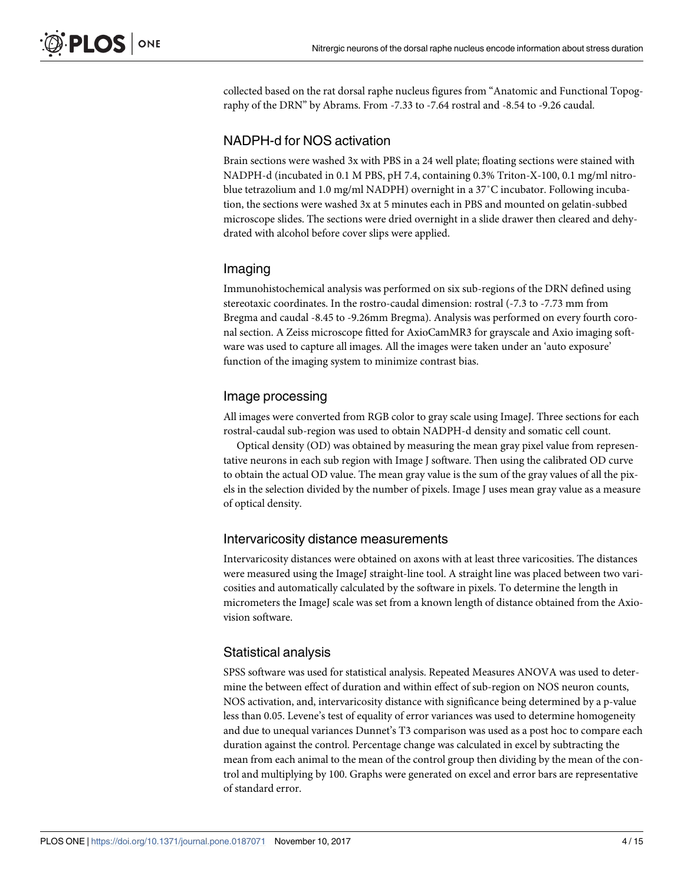collected based on the rat dorsal raphe nucleus figures from "Anatomic and Functional Topography of the DRN" by Abrams. From -7.33 to -7.64 rostral and -8.54 to -9.26 caudal.

## NADPH-d for NOS activation

Brain sections were washed 3x with PBS in a 24 well plate; floating sections were stained with NADPH-d (incubated in 0.1 M PBS, pH 7.4, containing 0.3% Triton-X-100, 0.1 mg/ml nitroblue tetrazolium and 1.0 mg/ml NADPH) overnight in a 37˚C incubator. Following incubation, the sections were washed 3x at 5 minutes each in PBS and mounted on gelatin-subbed microscope slides. The sections were dried overnight in a slide drawer then cleared and dehydrated with alcohol before cover slips were applied.

## Imaging

Immunohistochemical analysis was performed on six sub-regions of the DRN defined using stereotaxic coordinates. In the rostro-caudal dimension: rostral (-7.3 to -7.73 mm from Bregma and caudal -8.45 to -9.26mm Bregma). Analysis was performed on every fourth coronal section. A Zeiss microscope fitted for AxioCamMR3 for grayscale and Axio imaging software was used to capture all images. All the images were taken under an 'auto exposure' function of the imaging system to minimize contrast bias.

## Image processing

All images were converted from RGB color to gray scale using ImageJ. Three sections for each rostral-caudal sub-region was used to obtain NADPH-d density and somatic cell count.

Optical density (OD) was obtained by measuring the mean gray pixel value from representative neurons in each sub region with Image J software. Then using the calibrated OD curve to obtain the actual OD value. The mean gray value is the sum of the gray values of all the pixels in the selection divided by the number of pixels. Image J uses mean gray value as a measure of optical density.

## Intervaricosity distance measurements

Intervaricosity distances were obtained on axons with at least three varicosities. The distances were measured using the ImageJ straight-line tool. A straight line was placed between two varicosities and automatically calculated by the software in pixels. To determine the length in micrometers the ImageJ scale was set from a known length of distance obtained from the Axiovision software.

## Statistical analysis

SPSS software was used for statistical analysis. Repeated Measures ANOVA was used to determine the between effect of duration and within effect of sub-region on NOS neuron counts, NOS activation, and, intervaricosity distance with significance being determined by a p-value less than 0.05. Levene's test of equality of error variances was used to determine homogeneity and due to unequal variances Dunnet's T3 comparison was used as a post hoc to compare each duration against the control. Percentage change was calculated in excel by subtracting the mean from each animal to the mean of the control group then dividing by the mean of the control and multiplying by 100. Graphs were generated on excel and error bars are representative of standard error.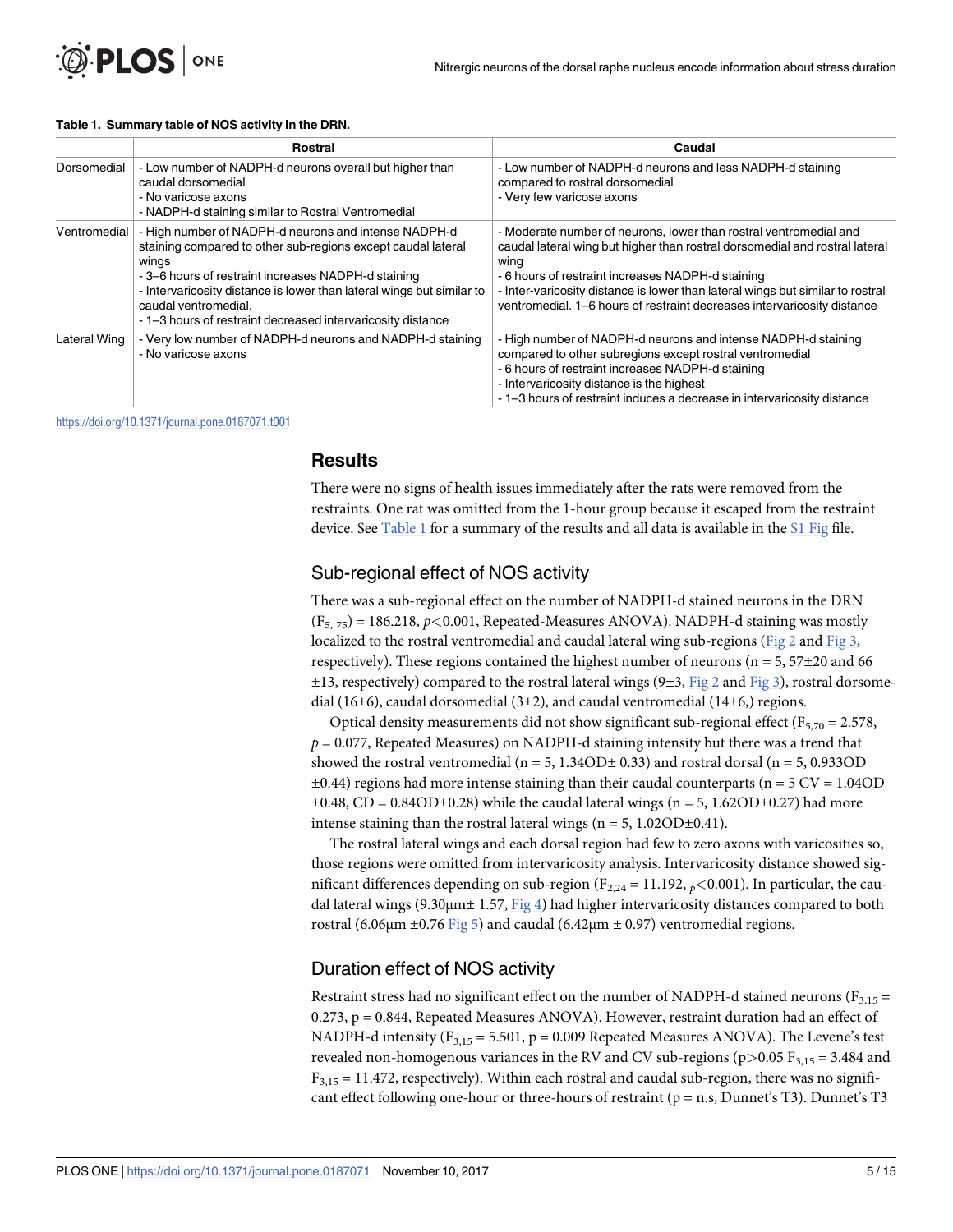**Table 1. Summary table of NOS activity in the DRN.**

| | Rostral | Caudal |
|---|---|---|
| Dorsomedial | - Low number of NADPH-d neurons overall but higher than caudal dorsomedial<br>- No varicose axons<br>- NADPH-d staining similar to Rostral Ventromedial | - Low number of NADPH-d neurons and less NADPH-d staining compared to rostral dorsomedial<br>- Very few varicose axons |
| Ventromedial | - High number of NADPH-d neurons and intense NADPH-d staining compared to other sub-regions except caudal lateral wings<br>- 3–6 hours of restraint increases NADPH-d staining<br>- Intervaricosity distance is lower than lateral wings but similar to caudal ventromedial.<br>- 1–3 hours of restraint decreased intervaricosity distance | - Moderate number of neurons, lower than rostral ventromedial and caudal lateral wing but higher than rostral dorsomedial and rostral lateral wing<br>- 6 hours of restraint increases NADPH-d staining<br>- Inter-varicosity distance is lower than lateral wings but similar to rostral ventromedial. 1–6 hours of restraint decreases intervaricosity distance |
| Lateral Wing | - Very low number of NADPH-d neurons and NADPH-d staining<br>- No varicose axons | - High number of NADPH-d neurons and intense NADPH-d staining compared to other subregions except rostral ventromedial<br>- 6 hours of restraint increases NADPH-d staining<br>- Intervaricosity distance is the highest<br>- 1–3 hours of restraint induces a decrease in intervaricosity distance |

https://doi.org/10.1371/journal.pone.0187071.t001

## Results

There were no signs of health issues immediately after the rats were removed from the restraints. One rat was omitted from the 1-hour group because it escaped from the restraint device. See Table 1 for a summary of the results and all data is available in the S1 Fig file.

### Sub-regional effect of NOS activity

There was a sub-regional effect on the number of NADPH-d stained neurons in the DRN ($F_{5, 75}$) = 186.218, $p<0.001$, Repeated-Measures ANOVA). NADPH-d staining was mostly localized to the rostral ventromedial and caudal lateral wing sub-regions (Fig 2 and Fig 3, respectively). These regions contained the highest number of neurons (n = 5, 57±20 and 66 ±13, respectively) compared to the rostral lateral wings (9±3, Fig 2 and Fig 3), rostral dorsomedial (16±6), caudal dorsomedial (3±2), and caudal ventromedial (14±6,) regions.

Optical density measurements did not show significant sub-regional effect ($F_{5,70}$ = 2.578, $p$ = 0.077, Repeated Measures) on NADPH-d staining intensity but there was a trend that showed the rostral ventromedial (n = 5, 1.34OD± 0.33) and rostral dorsal (n = 5, 0.933OD ±0.44) regions had more intense staining than their caudal counterparts (n = 5 CV = 1.04OD ±0.48, CD = 0.84OD±0.28) while the caudal lateral wings (n = 5, 1.62OD±0.27) had more intense staining than the rostral lateral wings (n = 5, 1.02OD±0.41).

The rostral lateral wings and each dorsal region had few to zero axons with varicosities so, those regions were omitted from intervaricosity analysis. Intervaricosity distance showed significant differences depending on sub-region ($F_{2,24}$ = 11.192, $_{p}<0.001$). In particular, the caudal lateral wings (9.30μm± 1.57, Fig 4) had higher intervaricosity distances compared to both rostral (6.06μm ±0.76 Fig 5) and caudal (6.42μm ± 0.97) ventromedial regions.

### Duration effect of NOS activity

Restraint stress had no significant effect on the number of NADPH-d stained neurons ($F_{3,15}$ = 0.273, p = 0.844, Repeated Measures ANOVA). However, restraint duration had an effect of NADPH-d intensity ($F_{3,15}$ = 5.501, p = 0.009 Repeated Measures ANOVA). The Levene's test revealed non-homogenous variances in the RV and CV sub-regions ($p>0.05$ $F_{3,15}$ = 3.484 and $F_{3,15}$ = 11.472, respectively). Within each rostral and caudal sub-region, there was no significant effect following one-hour or three-hours of restraint (p = n.s, Dunnet's T3). Dunnet's T3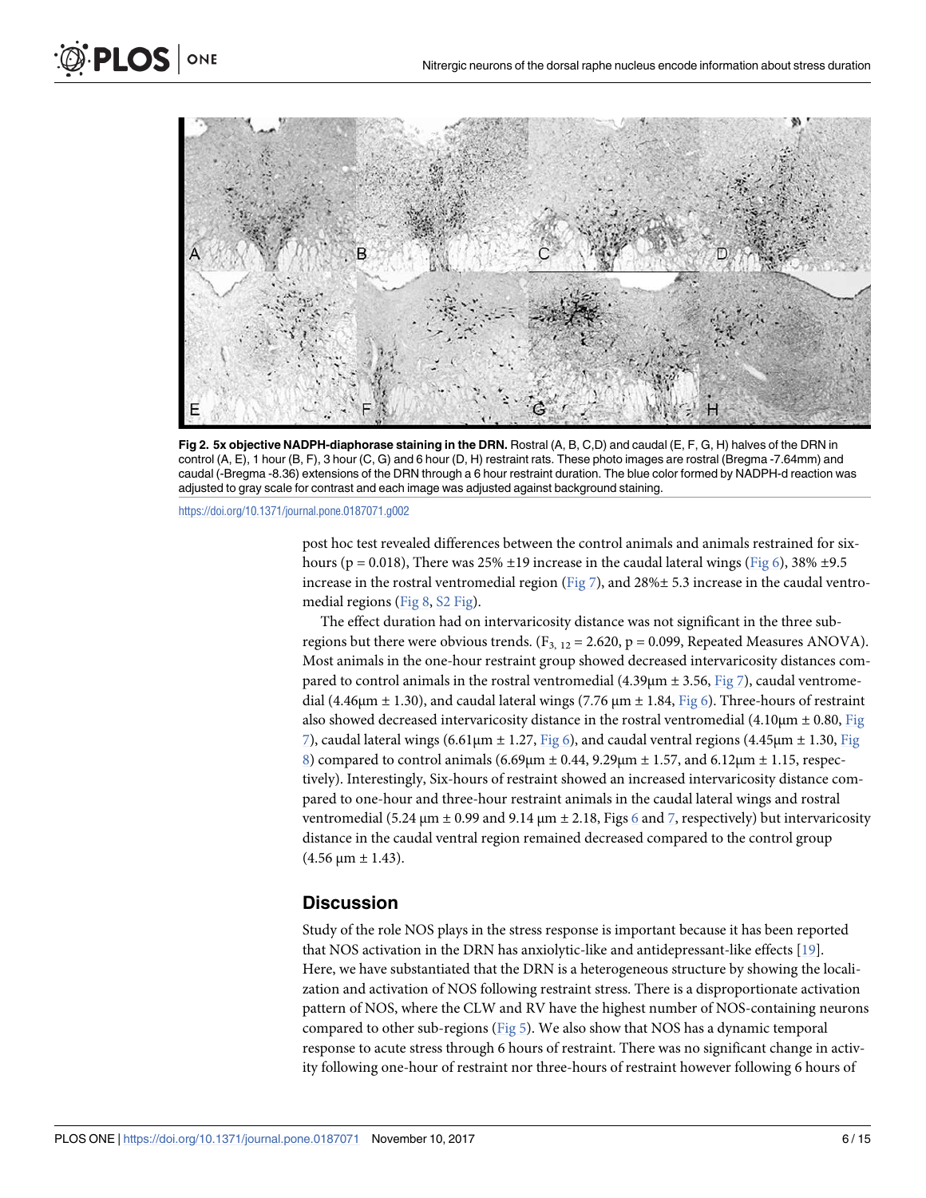**Fig 2. 5x objective NADPH-diaphorase staining in the DRN.** Rostral (A, B, C,D) and caudal (E, F, G, H) halves of the DRN in control (A, E), 1 hour (B, F), 3 hour (C, G) and 6 hour (D, H) restraint rats. These photo images are rostral (Bregma -7.64mm) and caudal (-Bregma -8.36) extensions of the DRN through a 6 hour restraint duration. The blue color formed by NADPH-d reaction was adjusted to gray scale for contrast and each image was adjusted against background staining.

https://doi.org/10.1371/journal.pone.0187071.g002

post hoc test revealed differences between the control animals and animals restrained for six-hours ($p = 0.018$), There was 25% ±19 increase in the caudal lateral wings (Fig 6), 38% ±9.5 increase in the rostral ventromedial region (Fig 7), and 28%± 5.3 increase in the caudal ventromedial regions (Fig 8, S2 Fig).

The effect duration had on intervaricosity distance was not significant in the three sub-regions but there were obvious trends. ($F_{3, 12} = 2.620$, $p = 0.099$, Repeated Measures ANOVA). Most animals in the one-hour restraint group showed decreased intervaricosity distances compared to control animals in the rostral ventromedial (4.39μm ± 3.56, Fig 7), caudal ventromedial (4.46μm ± 1.30), and caudal lateral wings (7.76 μm ± 1.84, Fig 6). Three-hours of restraint also showed decreased intervaricosity distance in the rostral ventromedial (4.10μm ± 0.80, Fig 7), caudal lateral wings (6.61μm ± 1.27, Fig 6), and caudal ventral regions (4.45μm ± 1.30, Fig 8) compared to control animals (6.69μm ± 0.44, 9.29μm ± 1.57, and 6.12μm ± 1.15, respectively). Interestingly, Six-hours of restraint showed an increased intervaricosity distance compared to one-hour and three-hour restraint animals in the caudal lateral wings and rostral ventromedial (5.24 μm ± 0.99 and 9.14 μm ± 2.18, Figs 6 and 7, respectively) but intervaricosity distance in the caudal ventral region remained decreased compared to the control group (4.56 μm ± 1.43).

## Discussion

Study of the role NOS plays in the stress response is important because it has been reported that NOS activation in the DRN has anxiolytic-like and antidepressant-like effects [19]. Here, we have substantiated that the DRN is a heterogeneous structure by showing the localization and activation of NOS following restraint stress. There is a disproportionate activation pattern of NOS, where the CLW and RV have the highest number of NOS-containing neurons compared to other sub-regions (Fig 5). We also show that NOS has a dynamic temporal response to acute stress through 6 hours of restraint. There was no significant change in activity following one-hour of restraint nor three-hours of restraint however following 6 hours of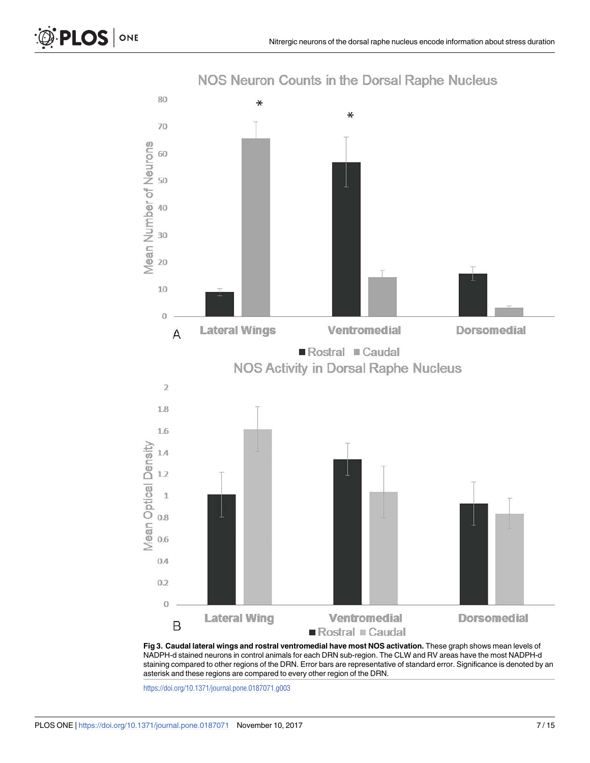**Fig 3. Caudal lateral wings and rostral ventromedial have most NOS activation.** These graph shows mean levels of NADPH-d stained neurons in control animals for each DRN sub-region. The CLW and RV areas have the most NADPH-d staining compared to other regions of the DRN. Error bars are representative of standard error. Significance is denoted by an asterisk and these regions are compared to every other region of the DRN.

https://doi.org/10.1371/journal.pone.0187071.g003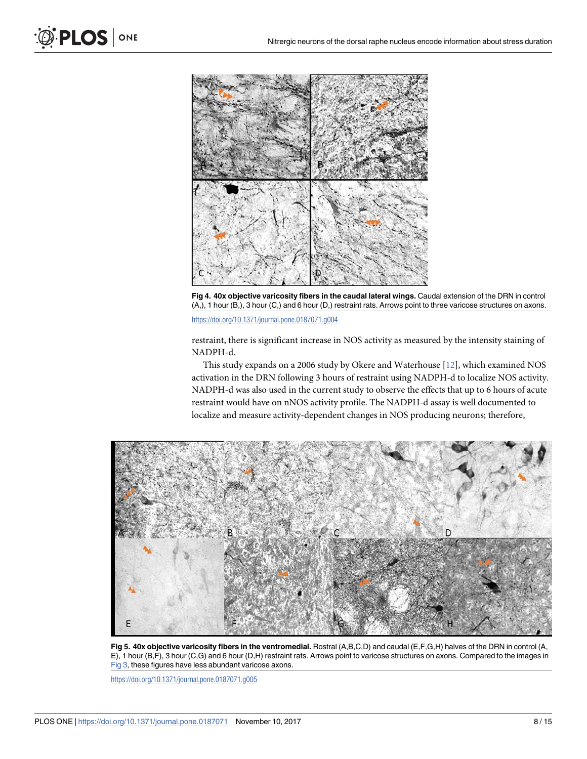**Fig 4. 40x objective varicosity fibers in the caudal lateral wings.** Caudal extension of the DRN in control (A,), 1 hour (B,), 3 hour (C,) and 6 hour (D,) restraint rats. Arrows point to three varicose structures on axons.

https://doi.org/10.1371/journal.pone.0187071.g004

restraint, there is significant increase in NOS activity as measured by the intensity staining of NADPH-d.

This study expands on a 2006 study by Okere and Waterhouse [12], which examined NOS activation in the DRN following 3 hours of restraint using NADPH-d to localize NOS activity. NADPH-d was also used in the current study to observe the effects that up to 6 hours of acute restraint would have on nNOS activity profile. The NADPH-d assay is well documented to localize and measure activity-dependent changes in NOS producing neurons; therefore,

**Fig 5. 40x objective varicosity fibers in the ventromedial.** Rostral (A,B,C,D) and caudal (E,F,G,H) halves of the DRN in control (A, E), 1 hour (B,F), 3 hour (C,G) and 6 hour (D,H) restraint rats. Arrows point to varicose structures on axons. Compared to the images in Fig 3, these figures have less abundant varicose axons.

https://doi.org/10.1371/journal.pone.0187071.g005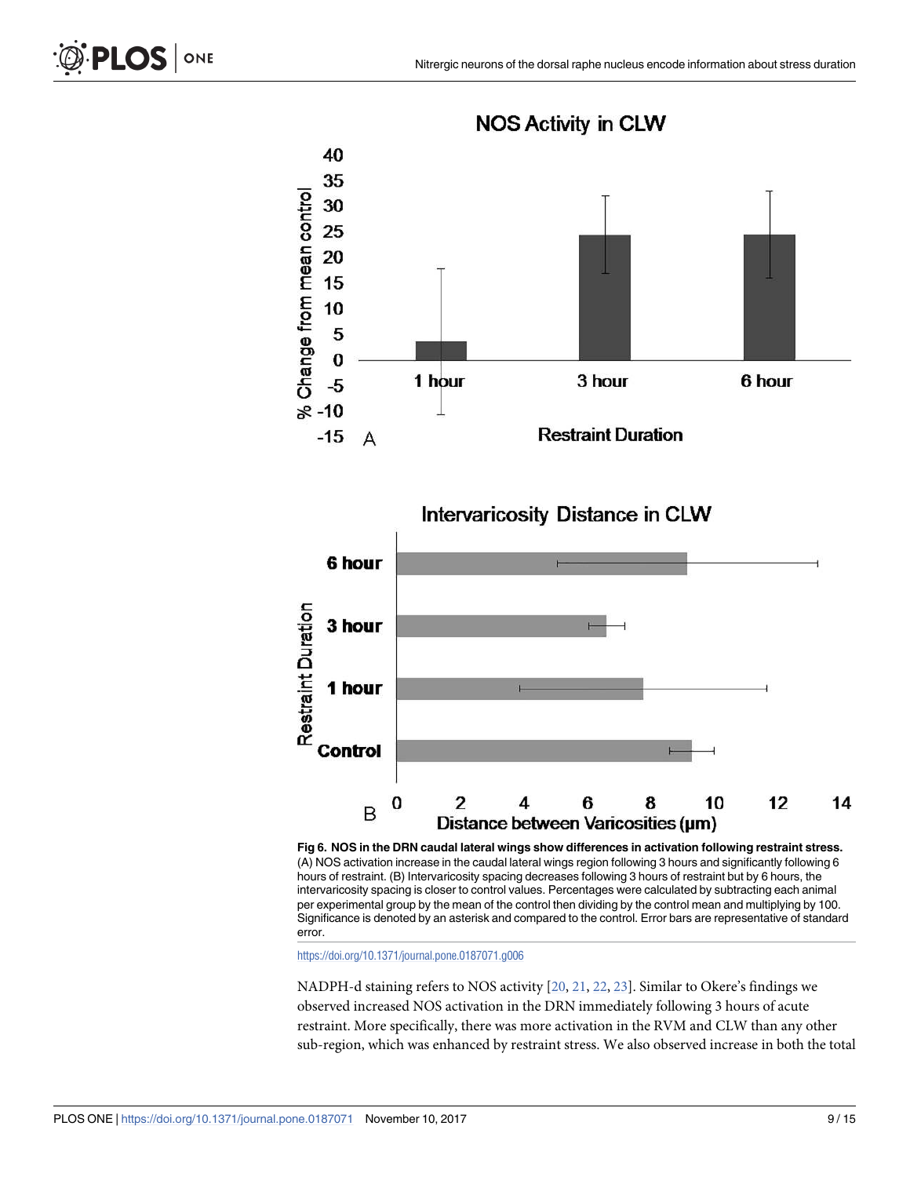**Fig 6. NOS in the DRN caudal lateral wings show differences in activation following restraint stress.** (A) NOS activation increase in the caudal lateral wings region following 3 hours and significantly following 6 hours of restraint. (B) Intervaricosity spacing decreases following 3 hours of restraint but by 6 hours, the intervaricosity spacing is closer to control values. Percentages were calculated by subtracting each animal per experimental group by the mean of the control then dividing by the control mean and multiplying by 100. Significance is denoted by an asterisk and compared to the control. Error bars are representative of standard error.

https://doi.org/10.1371/journal.pone.0187071.g006

NADPH-d staining refers to NOS activity [20, 21, 22, 23]. Similar to Okere's findings we observed increased NOS activation in the DRN immediately following 3 hours of acute restraint. More specifically, there was more activation in the RVM and CLW than any other sub-region, which was enhanced by restraint stress. We also observed increase in both the total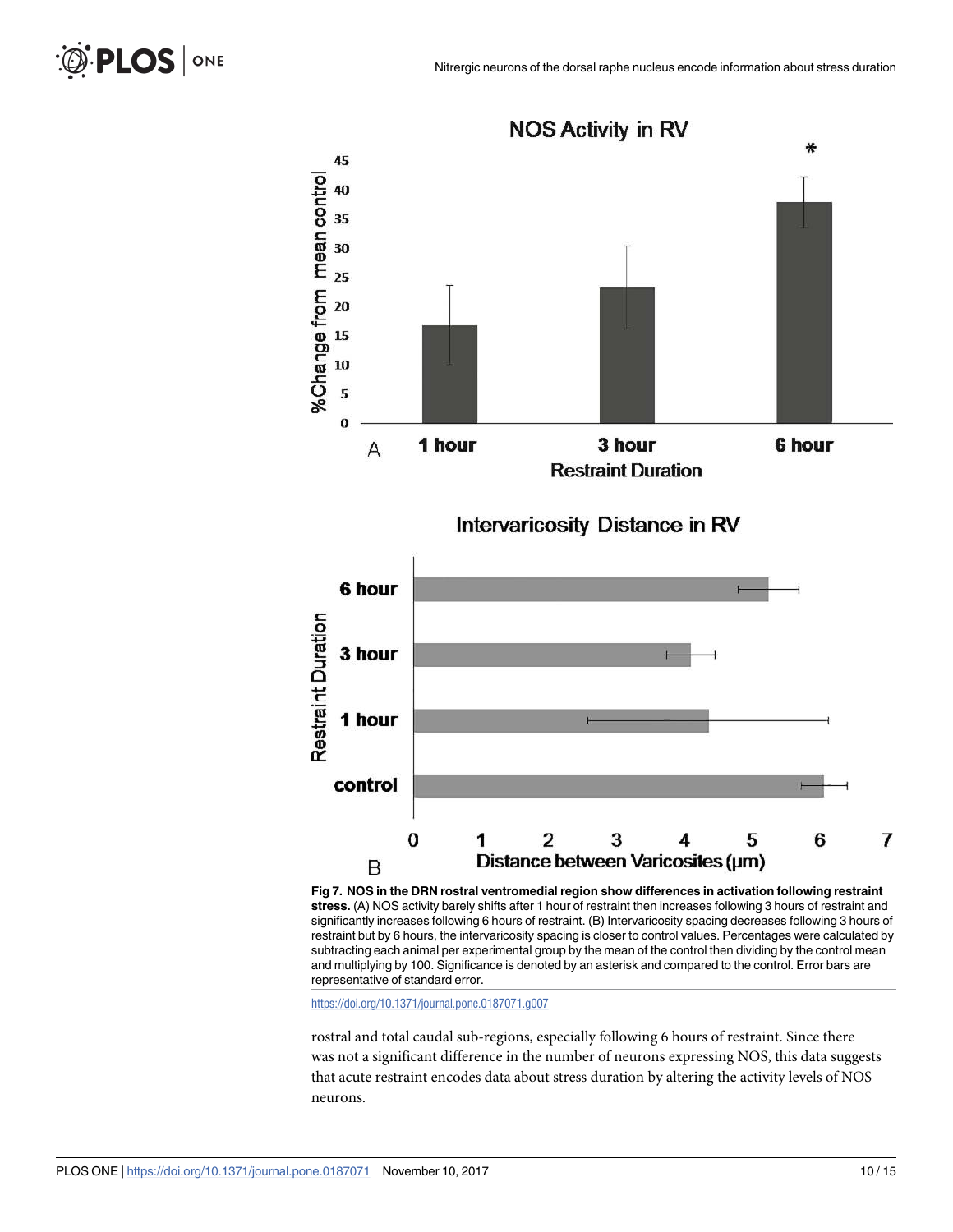**Fig 7. NOS in the DRN rostral ventromedial region show differences in activation following restraint stress.** (A) NOS activity barely shifts after 1 hour of restraint then increases following 3 hours of restraint and significantly increases following 6 hours of restraint. (B) Intervaricosity spacing decreases following 3 hours of restraint but by 6 hours, the intervaricosity spacing is closer to control values. Percentages were calculated by subtracting each animal per experimental group by the mean of the control then dividing by the control mean and multiplying by 100. Significance is denoted by an asterisk and compared to the control. Error bars are representative of standard error.

https://doi.org/10.1371/journal.pone.0187071.g007

rostral and total caudal sub-regions, especially following 6 hours of restraint. Since there was not a significant difference in the number of neurons expressing NOS, this data suggests that acute restraint encodes data about stress duration by altering the activity levels of NOS neurons.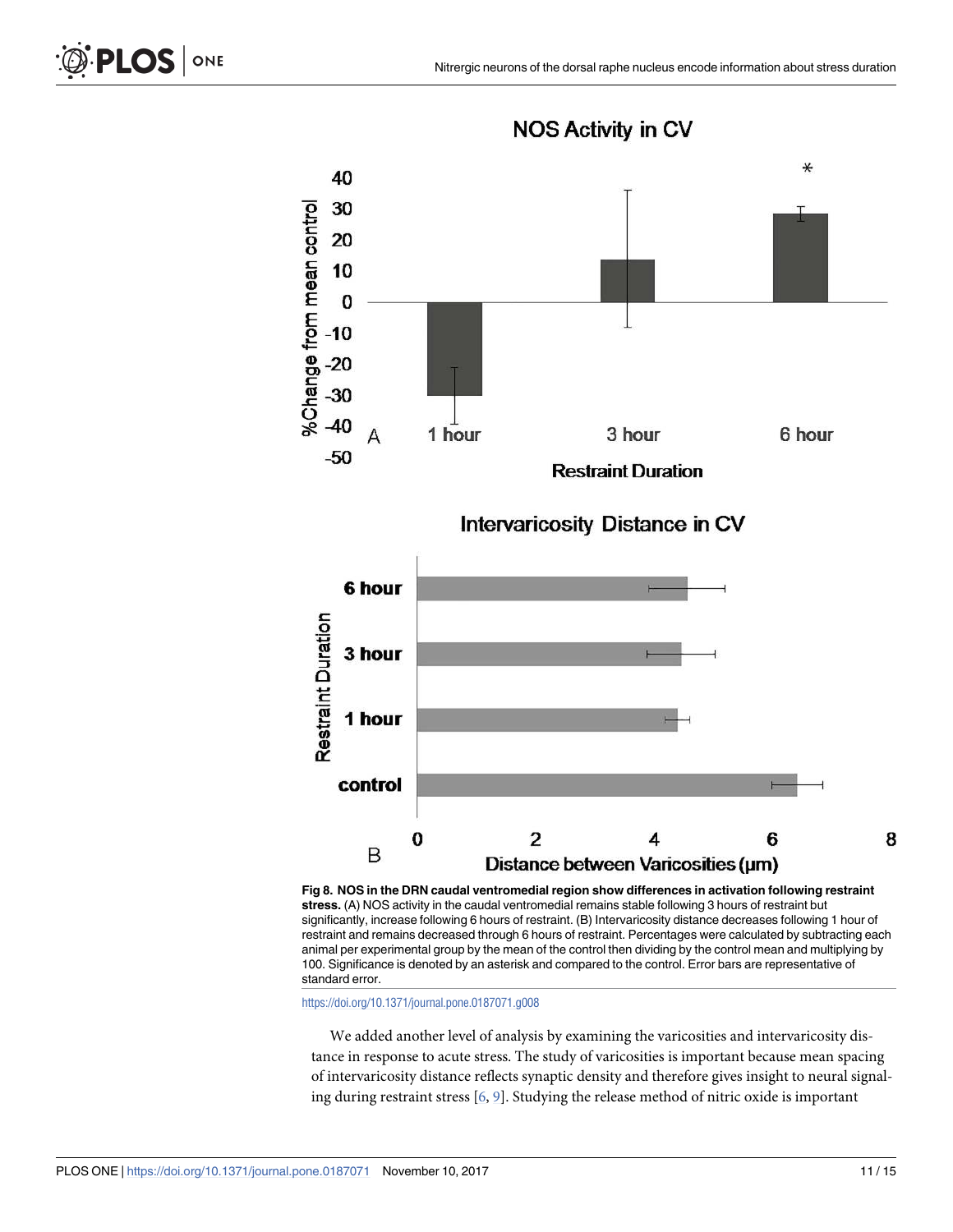**Fig 8. NOS in the DRN caudal ventromedial region show differences in activation following restraint stress.** (A) NOS activity in the caudal ventromedial remains stable following 3 hours of restraint but significantly, increase following 6 hours of restraint. (B) Intervaricosity distance decreases following 1 hour of restraint and remains decreased through 6 hours of restraint. Percentages were calculated by subtracting each animal per experimental group by the mean of the control then dividing by the control mean and multiplying by 100. Significance is denoted by an asterisk and compared to the control. Error bars are representative of standard error.

https://doi.org/10.1371/journal.pone.0187071.g008

We added another level of analysis by examining the varicosities and intervaricosity distance in response to acute stress. The study of varicosities is important because mean spacing of intervaricosity distance reflects synaptic density and therefore gives insight to neural signaling during restraint stress [6, 9]. Studying the release method of nitric oxide is important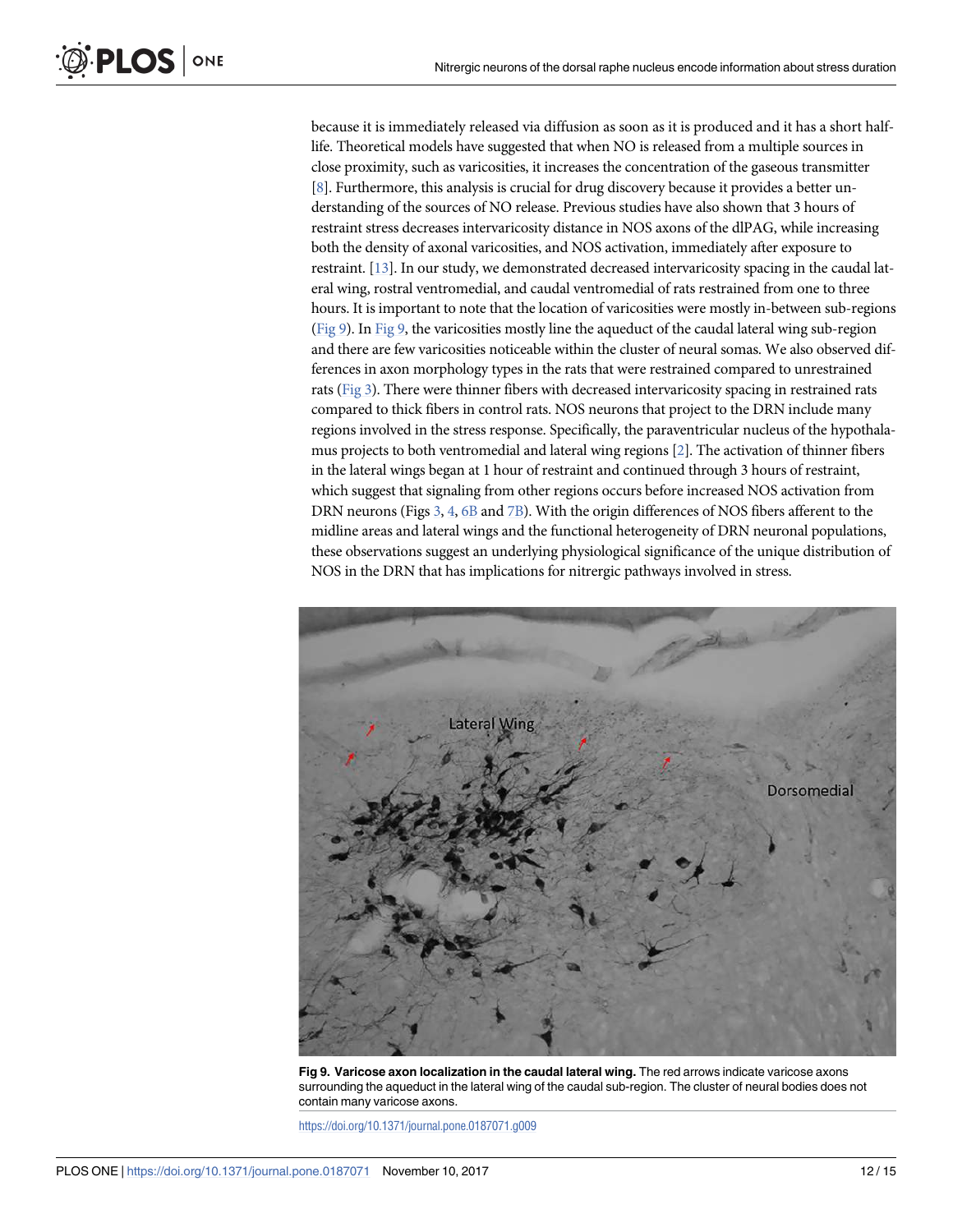because it is immediately released via diffusion as soon as it is produced and it has a short half-life. Theoretical models have suggested that when NO is released from a multiple sources in close proximity, such as varicosities, it increases the concentration of the gaseous transmitter [8]. Furthermore, this analysis is crucial for drug discovery because it provides a better understanding of the sources of NO release. Previous studies have also shown that 3 hours of restraint stress decreases intervaricosity distance in NOS axons of the dlPAG, while increasing both the density of axonal varicosities, and NOS activation, immediately after exposure to restraint. [13]. In our study, we demonstrated decreased intervaricosity spacing in the caudal lateral wing, rostral ventromedial, and caudal ventromedial of rats restrained from one to three hours. It is important to note that the location of varicosities were mostly in-between sub-regions (Fig 9). In Fig 9, the varicosities mostly line the aqueduct of the caudal lateral wing sub-region and there are few varicosities noticeable within the cluster of neural somas. We also observed differences in axon morphology types in the rats that were restrained compared to unrestrained rats (Fig 3). There were thinner fibers with decreased intervaricosity spacing in restrained rats compared to thick fibers in control rats. NOS neurons that project to the DRN include many regions involved in the stress response. Specifically, the paraventricular nucleus of the hypothalamus projects to both ventromedial and lateral wing regions [2]. The activation of thinner fibers in the lateral wings began at 1 hour of restraint and continued through 3 hours of restraint, which suggest that signaling from other regions occurs before increased NOS activation from DRN neurons (Figs 3, 4, 6B and 7B). With the origin differences of NOS fibers afferent to the midline areas and lateral wings and the functional heterogeneity of DRN neuronal populations, these observations suggest an underlying physiological significance of the unique distribution of NOS in the DRN that has implications for nitrergic pathways involved in stress.

**Fig 9. Varicose axon localization in the caudal lateral wing.** The red arrows indicate varicose axons surrounding the aqueduct in the lateral wing of the caudal sub-region. The cluster of neural bodies does not contain many varicose axons.

https://doi.org/10.1371/journal.pone.0187071.g009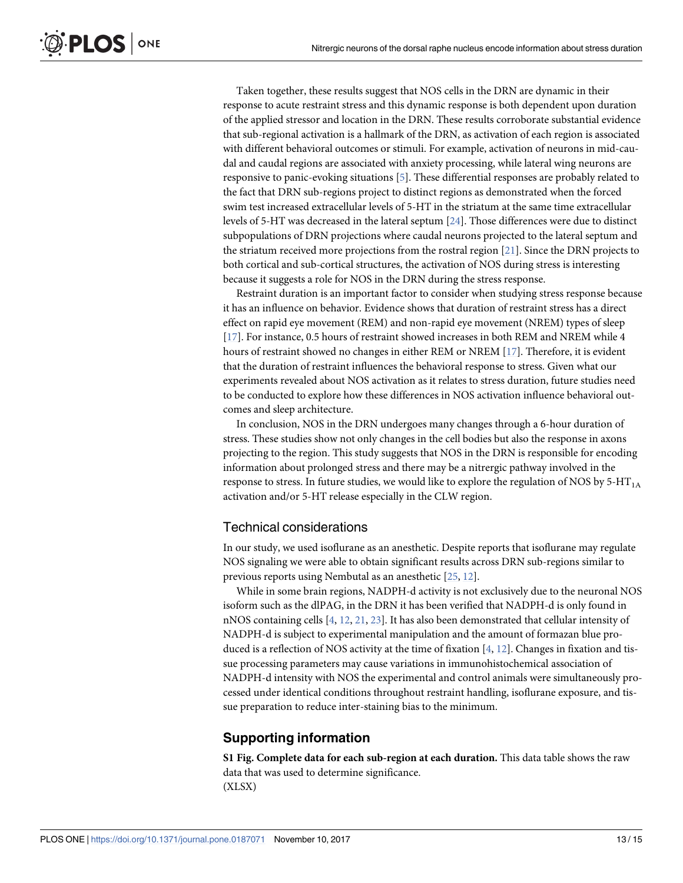Taken together, these results suggest that NOS cells in the DRN are dynamic in their response to acute restraint stress and this dynamic response is both dependent upon duration of the applied stressor and location in the DRN. These results corroborate substantial evidence that sub-regional activation is a hallmark of the DRN, as activation of each region is associated with different behavioral outcomes or stimuli. For example, activation of neurons in mid-caudal and caudal regions are associated with anxiety processing, while lateral wing neurons are responsive to panic-evoking situations [5]. These differential responses are probably related to the fact that DRN sub-regions project to distinct regions as demonstrated when the forced swim test increased extracellular levels of 5-HT in the striatum at the same time extracellular levels of 5-HT was decreased in the lateral septum [24]. Those differences were due to distinct subpopulations of DRN projections where caudal neurons projected to the lateral septum and the striatum received more projections from the rostral region [21]. Since the DRN projects to both cortical and sub-cortical structures, the activation of NOS during stress is interesting because it suggests a role for NOS in the DRN during the stress response.

Restraint duration is an important factor to consider when studying stress response because it has an influence on behavior. Evidence shows that duration of restraint stress has a direct effect on rapid eye movement (REM) and non-rapid eye movement (NREM) types of sleep [17]. For instance, 0.5 hours of restraint showed increases in both REM and NREM while 4 hours of restraint showed no changes in either REM or NREM [17]. Therefore, it is evident that the duration of restraint influences the behavioral response to stress. Given what our experiments revealed about NOS activation as it relates to stress duration, future studies need to be conducted to explore how these differences in NOS activation influence behavioral outcomes and sleep architecture.

In conclusion, NOS in the DRN undergoes many changes through a 6-hour duration of stress. These studies show not only changes in the cell bodies but also the response in axons projecting to the region. This study suggests that NOS in the DRN is responsible for encoding information about prolonged stress and there may be a nitrergic pathway involved in the response to stress. In future studies, we would like to explore the regulation of NOS by 5-$HT_{1A}$ activation and/or 5-HT release especially in the CLW region.

## Technical considerations

In our study, we used isoflurane as an anesthetic. Despite reports that isoflurane may regulate NOS signaling we were able to obtain significant results across DRN sub-regions similar to previous reports using Nembutal as an anesthetic [25, 12].

While in some brain regions, NADPH-d activity is not exclusively due to the neuronal NOS isoform such as the dlPAG, in the DRN it has been verified that NADPH-d is only found in nNOS containing cells [4, 12, 21, 23]. It has also been demonstrated that cellular intensity of NADPH-d is subject to experimental manipulation and the amount of formazan blue produced is a reflection of NOS activity at the time of fixation [4, 12]. Changes in fixation and tissue processing parameters may cause variations in immunohistochemical association of NADPH-d intensity with NOS the experimental and control animals were simultaneously processed under identical conditions throughout restraint handling, isoflurane exposure, and tissue preparation to reduce inter-staining bias to the minimum.

## Supporting information

**S1 Fig. Complete data for each sub-region at each duration.** This data table shows the raw data that was used to determine significance.
(XLSX)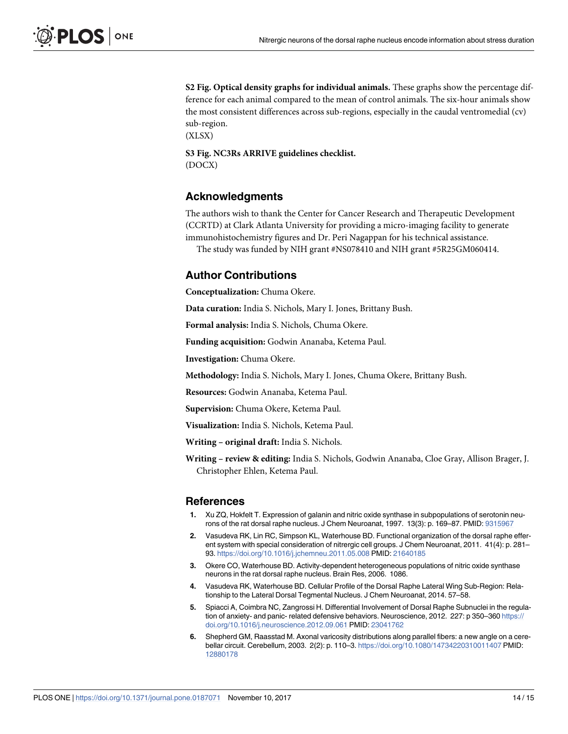**S2 Fig. Optical density graphs for individual animals.** These graphs show the percentage difference for each animal compared to the mean of control animals. The six-hour animals show the most consistent differences across sub-regions, especially in the caudal ventromedial (cv) sub-region.
(XLSX)

**S3 Fig. NC3Rs ARRIVE guidelines checklist.**
(DOCX)

## Acknowledgments

The authors wish to thank the Center for Cancer Research and Therapeutic Development (CCRTD) at Clark Atlanta University for providing a micro-imaging facility to generate immunohistochemistry figures and Dr. Peri Nagappan for his technical assistance.

The study was funded by NIH grant #NS078410 and NIH grant #5R25GM060414.

## Author Contributions

**Conceptualization:** Chuma Okere.

**Data curation:** India S. Nichols, Mary I. Jones, Brittany Bush.

**Formal analysis:** India S. Nichols, Chuma Okere.

**Funding acquisition:** Godwin Ananaba, Ketema Paul.

**Investigation:** Chuma Okere.

**Methodology:** India S. Nichols, Mary I. Jones, Chuma Okere, Brittany Bush.

**Resources:** Godwin Ananaba, Ketema Paul.

**Supervision:** Chuma Okere, Ketema Paul.

**Visualization:** India S. Nichols, Ketema Paul.

**Writing – original draft:** India S. Nichols.

**Writing – review & editing:** India S. Nichols, Godwin Ananaba, Cloe Gray, Allison Brager, J. Christopher Ehlen, Ketema Paul.

## References

1. Xu ZQ, Hokfelt T. Expression of galanin and nitric oxide synthase in subpopulations of serotonin neurons of the rat dorsal raphe nucleus. J Chem Neuroanat, 1997. 13(3): p. 169–87. PMID: 9315967
2. Vasudeva RK, Lin RC, Simpson KL, Waterhouse BD. Functional organization of the dorsal raphe efferent system with special consideration of nitrergic cell groups. J Chem Neuroanat, 2011. 41(4): p. 281–93. https://doi.org/10.1016/j.jchemneu.2011.05.008 PMID: 21640185
3. Okere CO, Waterhouse BD. Activity-dependent heterogeneous populations of nitric oxide synthase neurons in the rat dorsal raphe nucleus. Brain Res, 2006. 1086.
4. Vasudeva RK, Waterhouse BD. Cellular Profile of the Dorsal Raphe Lateral Wing Sub-Region: Relationship to the Lateral Dorsal Tegmental Nucleus. J Chem Neuroanat, 2014. 57–58.
5. Spiacci A, Coimbra NC, Zangrossi H. Differential Involvement of Dorsal Raphe Subnuclei in the regulation of anxiety- and panic- related defensive behaviors. Neuroscience, 2012. 227: p 350–360 https://doi.org/10.1016/j.neuroscience.2012.09.061 PMID: 23041762
6. Shepherd GM, Raasstad M. Axonal varicosity distributions along parallel fibers: a new angle on a cerebellar circuit. Cerebellum, 2003. 2(2): p. 110–3. https://doi.org/10.1080/14734220310011407 PMID: 12880178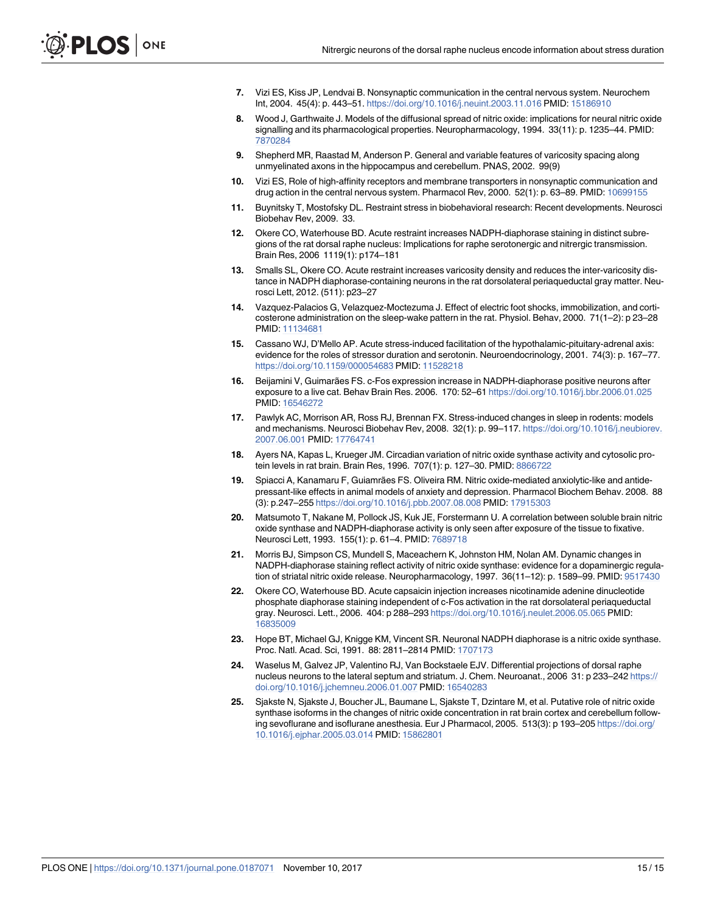7. Vizi ES, Kiss JP, Lendvai B. Nonsynaptic communication in the central nervous system. Neurochem Int, 2004. 45(4): p. 443–51. https://doi.org/10.1016/j.neuint.2003.11.016 PMID: 15186910
8. Wood J, Garthwaite J. Models of the diffusional spread of nitric oxide: implications for neural nitric oxide signalling and its pharmacological properties. Neuropharmacology, 1994. 33(11): p. 1235–44. PMID: 7870284
9. Shepherd MR, Raastad M, Anderson P. General and variable features of varicosity spacing along unmyelinated axons in the hippocampus and cerebellum. PNAS, 2002. 99(9)
10. Vizi ES, Role of high-affinity receptors and membrane transporters in nonsynaptic communication and drug action in the central nervous system. Pharmacol Rev, 2000. 52(1): p. 63–89. PMID: 10699155
11. Buynitsky T, Mostofsky DL. Restraint stress in biobehavioral research: Recent developments. Neurosci Biobehav Rev, 2009. 33.
12. Okere CO, Waterhouse BD. Acute restraint increases NADPH-diaphorase staining in distinct subregions of the rat dorsal raphe nucleus: Implications for raphe serotonergic and nitrergic transmission. Brain Res, 2006 1119(1): p174–181
13. Smalls SL, Okere CO. Acute restraint increases varicosity density and reduces the inter-varicosity distance in NADPH diaphorase-containing neurons in the rat dorsolateral periaqueductal gray matter. Neurosci Lett, 2012. (511): p23–27
14. Vazquez-Palacios G, Velazquez-Moctezuma J. Effect of electric foot shocks, immobilization, and corticosterone administration on the sleep-wake pattern in the rat. Physiol. Behav, 2000. 71(1–2): p 23–28 PMID: 11134681
15. Cassano WJ, D'Mello AP. Acute stress-induced facilitation of the hypothalamic-pituitary-adrenal axis: evidence for the roles of stressor duration and serotonin. Neuroendocrinology, 2001. 74(3): p. 167–77. https://doi.org/10.1159/000054683 PMID: 11528218
16. Beijamini V, Guimarães FS. c-Fos expression increase in NADPH-diaphorase positive neurons after exposure to a live cat. Behav Brain Res. 2006. 170: 52–61 https://doi.org/10.1016/j.bbr.2006.01.025 PMID: 16546272
17. Pawlyk AC, Morrison AR, Ross RJ, Brennan FX. Stress-induced changes in sleep in rodents: models and mechanisms. Neurosci Biobehav Rev, 2008. 32(1): p. 99–117. https://doi.org/10.1016/j.neubiorev.2007.06.001 PMID: 17764741
18. Ayers NA, Kapas L, Krueger JM. Circadian variation of nitric oxide synthase activity and cytosolic protein levels in rat brain. Brain Res, 1996. 707(1): p. 127–30. PMID: 8866722
19. Spiacci A, Kanamaru F, Guiamrães FS. Oliveira RM. Nitric oxide-mediated anxiolytic-like and antidepressant-like effects in animal models of anxiety and depression. Pharmacol Biochem Behav. 2008. 88 (3): p.247–255 https://doi.org/10.1016/j.pbb.2007.08.008 PMID: 17915303
20. Matsumoto T, Nakane M, Pollock JS, Kuk JE, Forstermann U. A correlation between soluble brain nitric oxide synthase and NADPH-diaphorase activity is only seen after exposure of the tissue to fixative. Neurosci Lett, 1993. 155(1): p. 61–4. PMID: 7689718
21. Morris BJ, Simpson CS, Mundell S, Maceachern K, Johnston HM, Nolan AM. Dynamic changes in NADPH-diaphorase staining reflect activity of nitric oxide synthase: evidence for a dopaminergic regulation of striatal nitric oxide release. Neuropharmacology, 1997. 36(11–12): p. 1589–99. PMID: 9517430
22. Okere CO, Waterhouse BD. Acute capsaicin injection increases nicotinamide adenine dinucleotide phosphate diaphorase staining independent of c-Fos activation in the rat dorsolateral periaqueductal gray. Neurosci. Lett., 2006. 404: p 288–293 https://doi.org/10.1016/j.neulet.2006.05.065 PMID: 16835009
23. Hope BT, Michael GJ, Knigge KM, Vincent SR. Neuronal NADPH diaphorase is a nitric oxide synthase. Proc. Natl. Acad. Sci, 1991. 88: 2811–2814 PMID: 1707173
24. Waselus M, Galvez JP, Valentino RJ, Van Bockstaele EJV. Differential projections of dorsal raphe nucleus neurons to the lateral septum and striatum. J. Chem. Neuroanat., 2006 31: p 233–242 https://doi.org/10.1016/j.jchemneu.2006.01.007 PMID: 16540283
25. Sjakste N, Sjakste J, Boucher JL, Baumane L, Sjakste T, Dzintare M, et al. Putative role of nitric oxide synthase isoforms in the changes of nitric oxide concentration in rat brain cortex and cerebellum following sevoflurane and isoflurane anesthesia. Eur J Pharmacol, 2005. 513(3): p 193–205 https://doi.org/10.1016/j.ejphar.2005.03.014 PMID: 15862801